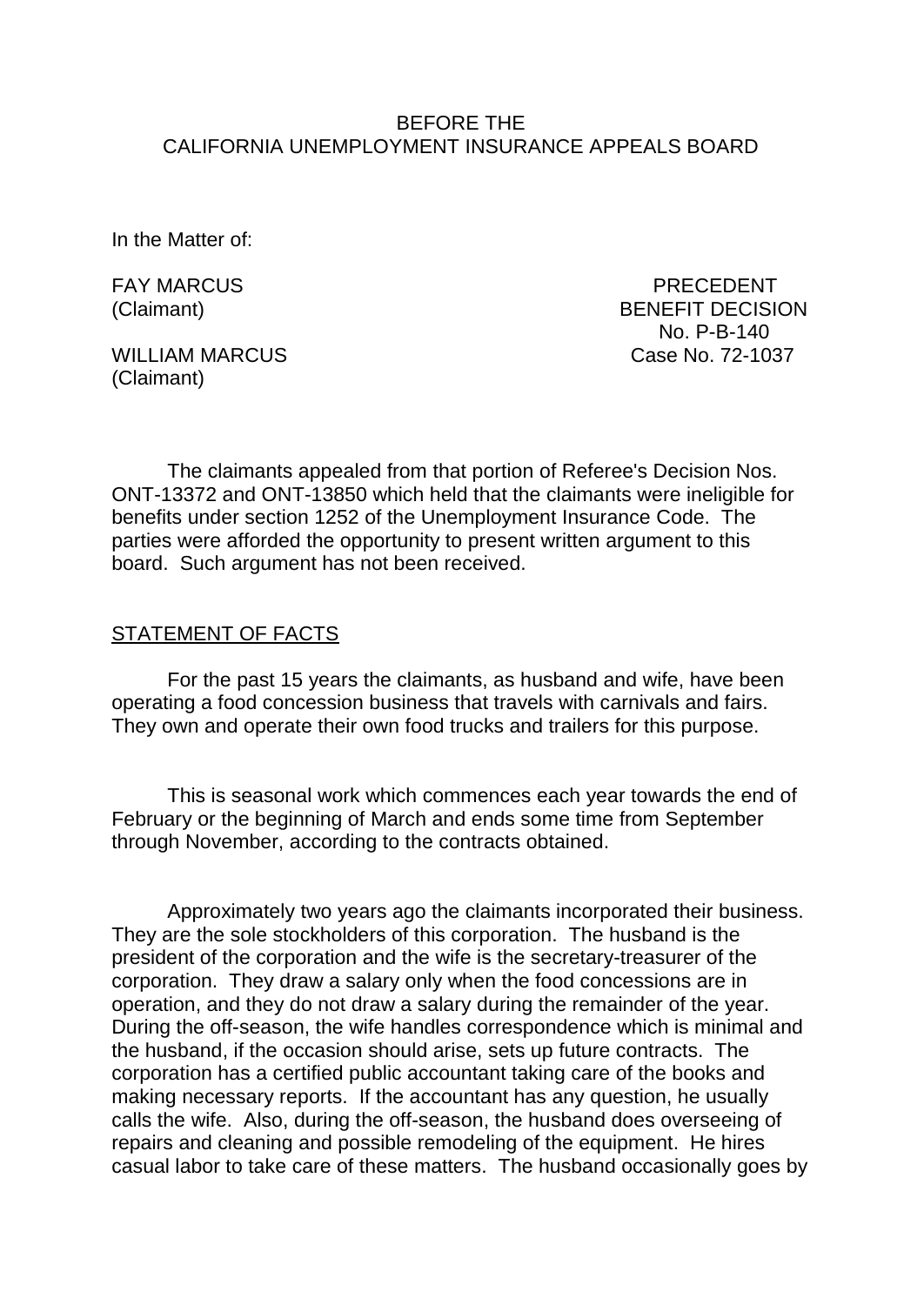BEFORE THE
CALIFORNIA UNEMPLOYMENT INSURANCE APPEALS BOARD

In the Matter of:

FAY MARCUS
(Claimant)

WILLIAM MARCUS
(Claimant)

PRECEDENT
BENEFIT DECISION
No. P-B-140
Case No. 72-1037

The claimants appealed from that portion of Referee's Decision Nos. ONT-13372 and ONT-13850 which held that the claimants were ineligible for benefits under section 1252 of the Unemployment Insurance Code. The parties were afforded the opportunity to present written argument to this board. Such argument has not been received.

STATEMENT OF FACTS

For the past 15 years the claimants, as husband and wife, have been operating a food concession business that travels with carnivals and fairs. They own and operate their own food trucks and trailers for this purpose.

This is seasonal work which commences each year towards the end of February or the beginning of March and ends some time from September through November, according to the contracts obtained.

Approximately two years ago the claimants incorporated their business. They are the sole stockholders of this corporation. The husband is the president of the corporation and the wife is the secretary-treasurer of the corporation. They draw a salary only when the food concessions are in operation, and they do not draw a salary during the remainder of the year. During the off-season, the wife handles correspondence which is minimal and the husband, if the occasion should arise, sets up future contracts. The corporation has a certified public accountant taking care of the books and making necessary reports. If the accountant has any question, he usually calls the wife. Also, during the off-season, the husband does overseeing of repairs and cleaning and possible remodeling of the equipment. He hires casual labor to take care of these matters. The husband occasionally goes by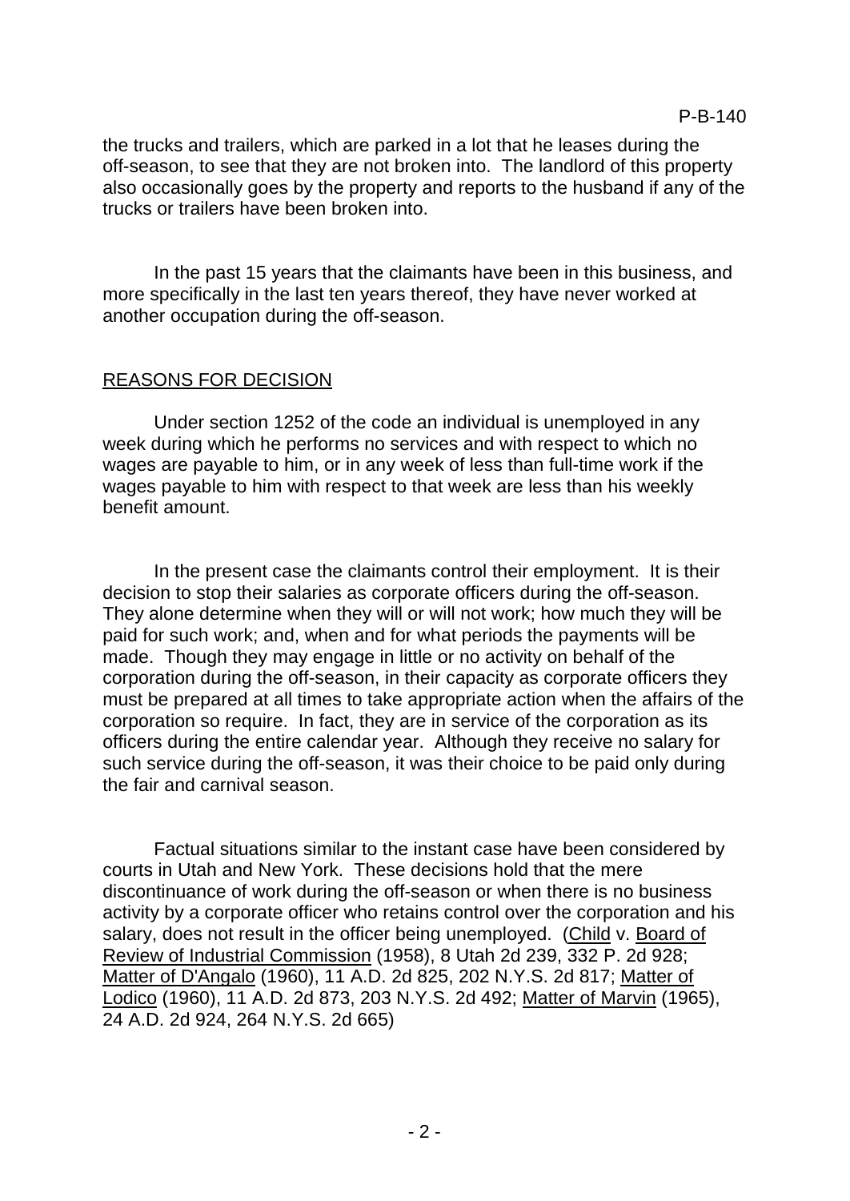the trucks and trailers, which are parked in a lot that he leases during the off-season, to see that they are not broken into. The landlord of this property also occasionally goes by the property and reports to the husband if any of the trucks or trailers have been broken into.

In the past 15 years that the claimants have been in this business, and more specifically in the last ten years thereof, they have never worked at another occupation during the off-season.

## REASONS FOR DECISION

Under section 1252 of the code an individual is unemployed in any week during which he performs no services and with respect to which no wages are payable to him, or in any week of less than full-time work if the wages payable to him with respect to that week are less than his weekly benefit amount.

In the present case the claimants control their employment. It is their decision to stop their salaries as corporate officers during the off-season. They alone determine when they will or will not work; how much they will be paid for such work; and, when and for what periods the payments will be made. Though they may engage in little or no activity on behalf of the corporation during the off-season, in their capacity as corporate officers they must be prepared at all times to take appropriate action when the affairs of the corporation so require. In fact, they are in service of the corporation as its officers during the entire calendar year. Although they receive no salary for such service during the off-season, it was their choice to be paid only during the fair and carnival season.

Factual situations similar to the instant case have been considered by courts in Utah and New York. These decisions hold that the mere discontinuance of work during the off-season or when there is no business activity by a corporate officer who retains control over the corporation and his salary, does not result in the officer being unemployed. (Child v. Board of Review of Industrial Commission (1958), 8 Utah 2d 239, 332 P. 2d 928; Matter of D'Angalo (1960), 11 A.D. 2d 825, 202 N.Y.S. 2d 817; Matter of Lodico (1960), 11 A.D. 2d 873, 203 N.Y.S. 2d 492; Matter of Marvin (1965), 24 A.D. 2d 924, 264 N.Y.S. 2d 665)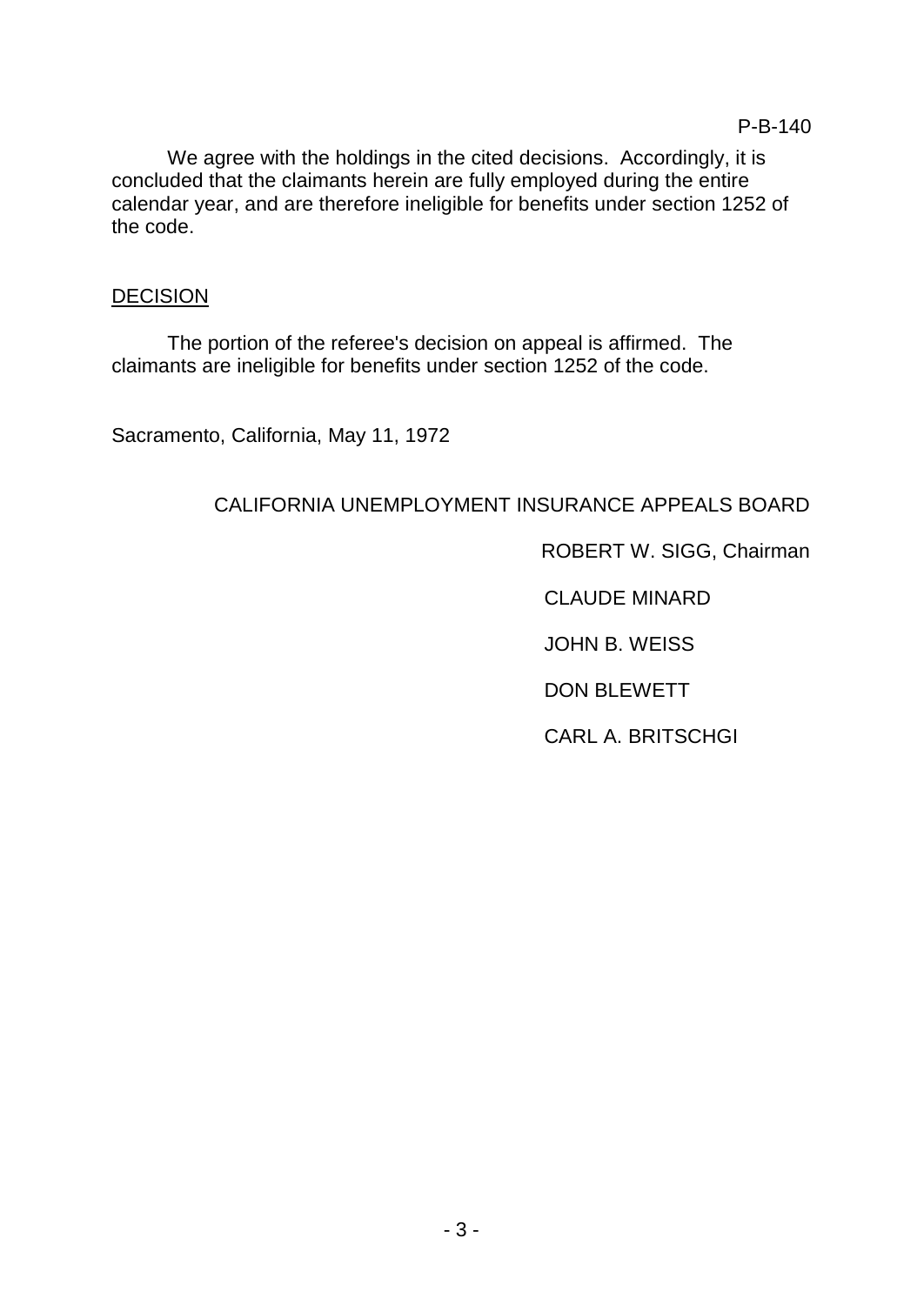We agree with the holdings in the cited decisions. Accordingly, it is concluded that the claimants herein are fully employed during the entire calendar year, and are therefore ineligible for benefits under section 1252 of the code.

DECISION

The portion of the referee's decision on appeal is affirmed. The claimants are ineligible for benefits under section 1252 of the code.

Sacramento, California, May 11, 1972

CALIFORNIA UNEMPLOYMENT INSURANCE APPEALS BOARD

ROBERT W. SIGG, Chairman

CLAUDE MINARD

JOHN B. WEISS

DON BLEWETT

CARL A. BRITSCHGI